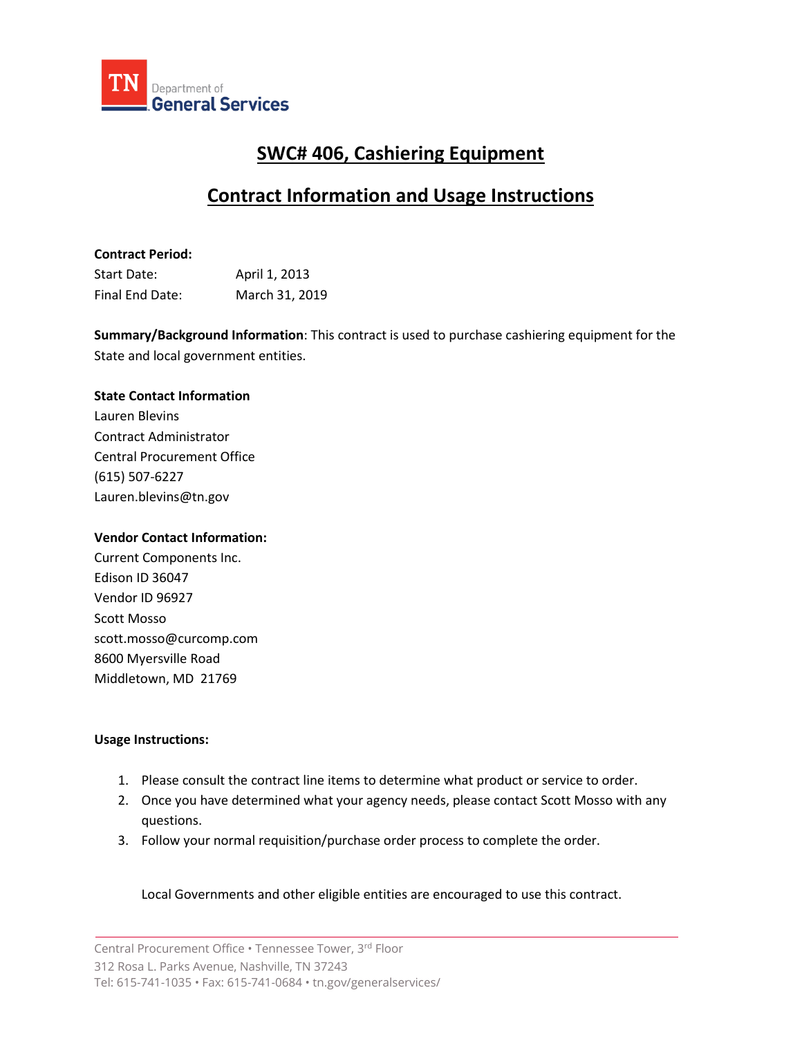TN Department of General Services

# SWC# 406, Cashiering Equipment

## Contract Information and Usage Instructions

**Contract Period:**

Start Date: April 1, 2013

Final End Date: March 31, 2019

**Summary/Background Information**: This contract is used to purchase cashiering equipment for the State and local government entities.

**State Contact Information**

Lauren Blevins
Contract Administrator
Central Procurement Office
(615) 507-6227
Lauren.blevins@tn.gov

**Vendor Contact Information:**

Current Components Inc.
Edison ID 36047
Vendor ID 96927
Scott Mosso
scott.mosso@curcomp.com
8600 Myersville Road
Middletown, MD 21769

**Usage Instructions:**

1. Please consult the contract line items to determine what product or service to order.
2. Once you have determined what your agency needs, please contact Scott Mosso with any questions.
3. Follow your normal requisition/purchase order process to complete the order.

Local Governments and other eligible entities are encouraged to use this contract.

Central Procurement Office • Tennessee Tower, 3rd Floor
312 Rosa L. Parks Avenue, Nashville, TN 37243
Tel: 615-741-1035 • Fax: 615-741-0684 • tn.gov/generalservices/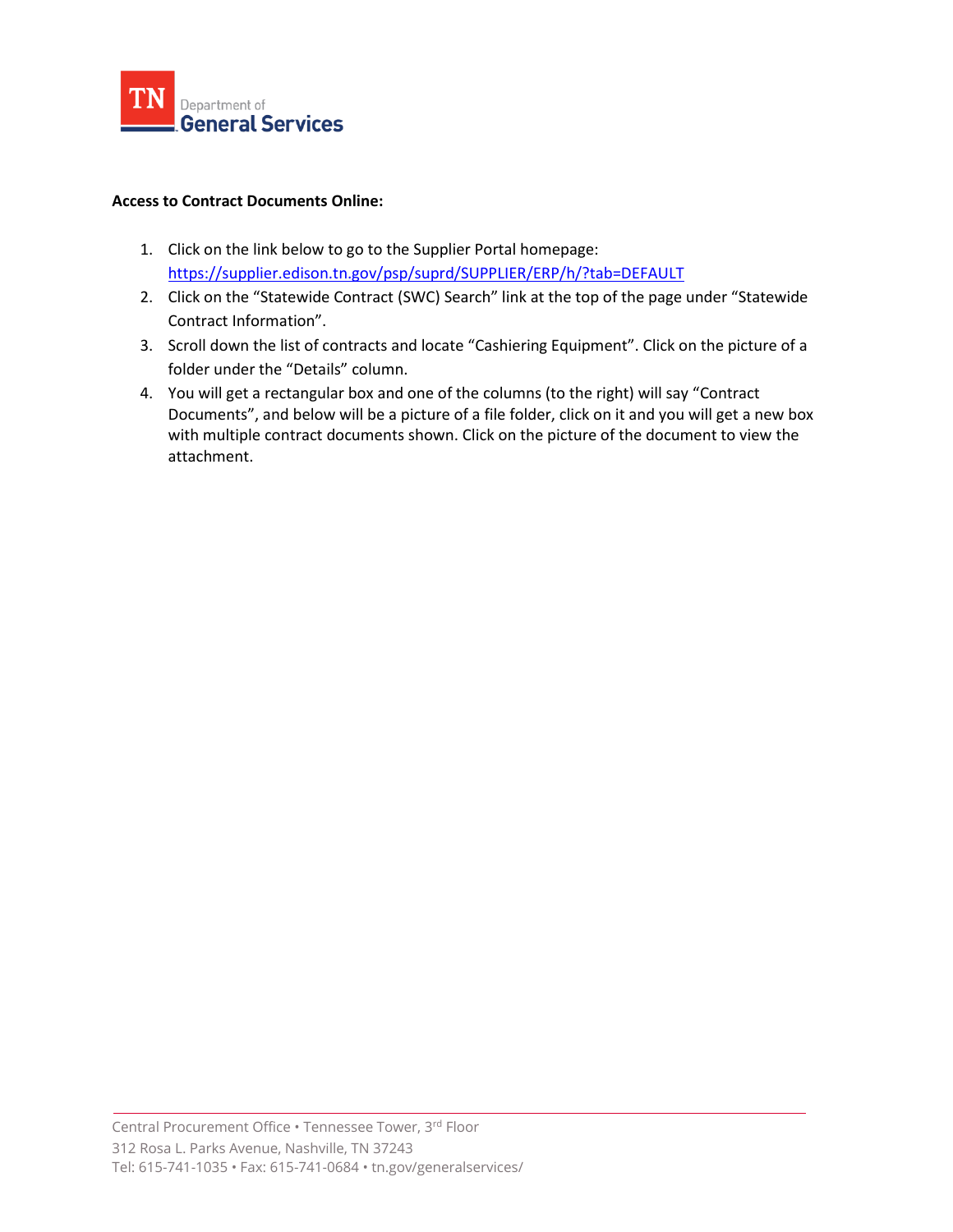**Access to Contract Documents Online:**

1. Click on the link below to go to the Supplier Portal homepage: https://supplier.edison.tn.gov/psp/suprd/SUPPLIER/ERP/h/?tab=DEFAULT
2. Click on the "Statewide Contract (SWC) Search" link at the top of the page under "Statewide Contract Information".
3. Scroll down the list of contracts and locate "Cashiering Equipment". Click on the picture of a folder under the "Details" column.
4. You will get a rectangular box and one of the columns (to the right) will say "Contract Documents", and below will be a picture of a file folder, click on it and you will get a new box with multiple contract documents shown. Click on the picture of the document to view the attachment.